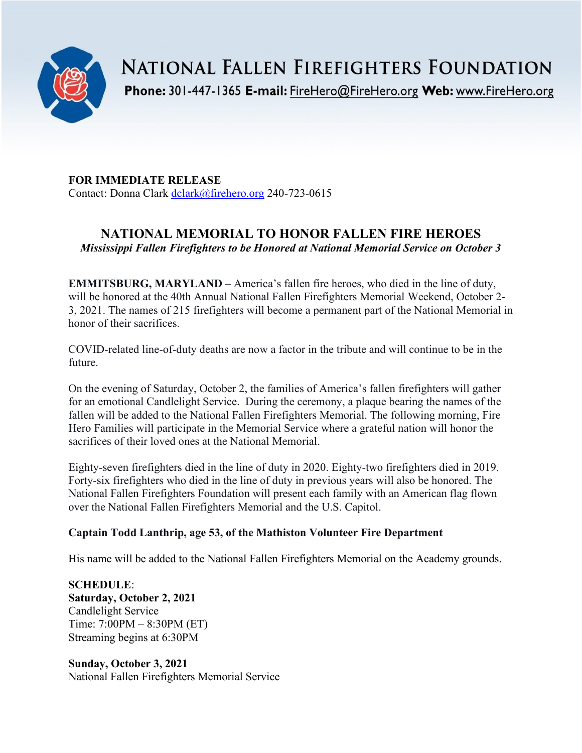# NATIONAL FALLEN FIREFIGHTERS FOUNDATION

**Phone:** 301-447-1365 **E-mail:** FireHero@FireHero.org **Web:** www.FireHero.org

**FOR IMMEDIATE RELEASE**
Contact: Donna Clark dclark@firehero.org 240-723-0615

## NATIONAL MEMORIAL TO HONOR FALLEN FIRE HEROES

*Mississippi Fallen Firefighters to be Honored at National Memorial Service on October 3*

**EMMITSBURG, MARYLAND** – America's fallen fire heroes, who died in the line of duty, will be honored at the 40th Annual National Fallen Firefighters Memorial Weekend, October 2-3, 2021. The names of 215 firefighters will become a permanent part of the National Memorial in honor of their sacrifices.

COVID-related line-of-duty deaths are now a factor in the tribute and will continue to be in the future.

On the evening of Saturday, October 2, the families of America's fallen firefighters will gather for an emotional Candlelight Service. During the ceremony, a plaque bearing the names of the fallen will be added to the National Fallen Firefighters Memorial. The following morning, Fire Hero Families will participate in the Memorial Service where a grateful nation will honor the sacrifices of their loved ones at the National Memorial.

Eighty-seven firefighters died in the line of duty in 2020. Eighty-two firefighters died in 2019. Forty-six firefighters who died in the line of duty in previous years will also be honored. The National Fallen Firefighters Foundation will present each family with an American flag flown over the National Fallen Firefighters Memorial and the U.S. Capitol.

**Captain Todd Lanthrip, age 53, of the Mathiston Volunteer Fire Department**

His name will be added to the National Fallen Firefighters Memorial on the Academy grounds.

**SCHEDULE**:
**Saturday, October 2, 2021**
Candlelight Service
Time: 7:00PM – 8:30PM (ET)
Streaming begins at 6:30PM

**Sunday, October 3, 2021**
National Fallen Firefighters Memorial Service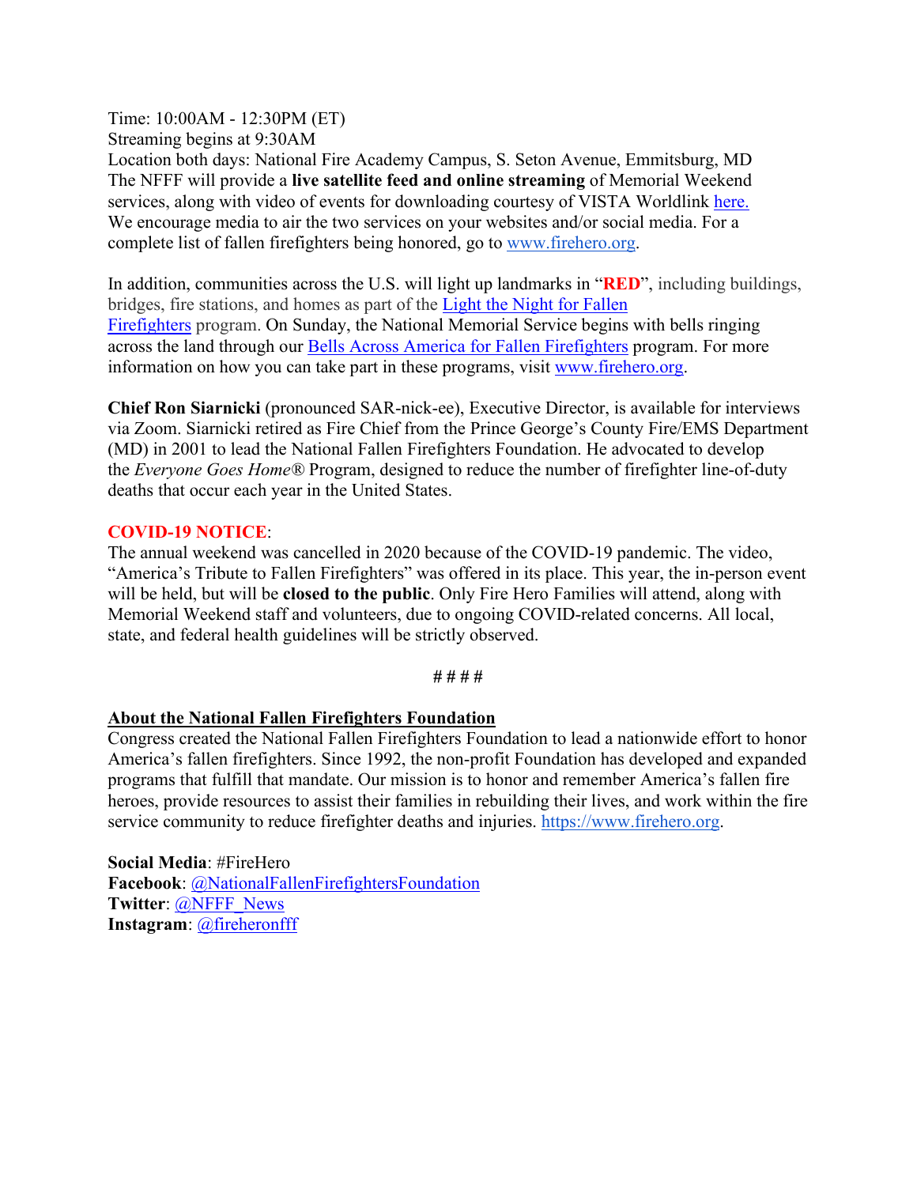Time: 10:00AM - 12:30PM (ET)
Streaming begins at 9:30AM
Location both days: National Fire Academy Campus, S. Seton Avenue, Emmitsburg, MD
The NFFF will provide a **live satellite feed and online streaming** of Memorial Weekend services, along with video of events for downloading courtesy of VISTA Worldlink here. We encourage media to air the two services on your websites and/or social media. For a complete list of fallen firefighters being honored, go to www.firehero.org.

In addition, communities across the U.S. will light up landmarks in "**RED**", including buildings, bridges, fire stations, and homes as part of the Light the Night for Fallen Firefighters program. On Sunday, the National Memorial Service begins with bells ringing across the land through our Bells Across America for Fallen Firefighters program. For more information on how you can take part in these programs, visit www.firehero.org.

**Chief Ron Siarnicki** (pronounced SAR-nick-ee), Executive Director, is available for interviews via Zoom. Siarnicki retired as Fire Chief from the Prince George's County Fire/EMS Department (MD) in 2001 to lead the National Fallen Firefighters Foundation. He advocated to develop the *Everyone Goes Home®* Program, designed to reduce the number of firefighter line-of-duty deaths that occur each year in the United States.

**COVID-19 NOTICE**:
The annual weekend was cancelled in 2020 because of the COVID-19 pandemic. The video, "America's Tribute to Fallen Firefighters" was offered in its place. This year, the in-person event will be held, but will be **closed to the public**. Only Fire Hero Families will attend, along with Memorial Weekend staff and volunteers, due to ongoing COVID-related concerns. All local, state, and federal health guidelines will be strictly observed.

# # # #

**About the National Fallen Firefighters Foundation**
Congress created the National Fallen Firefighters Foundation to lead a nationwide effort to honor America's fallen firefighters. Since 1992, the non-profit Foundation has developed and expanded programs that fulfill that mandate. Our mission is to honor and remember America's fallen fire heroes, provide resources to assist their families in rebuilding their lives, and work within the fire service community to reduce firefighter deaths and injuries. https://www.firehero.org.

**Social Media**: #FireHero
**Facebook**: @NationalFallenFirefightersFoundation
**Twitter**: @NFFF_News
**Instagram**: @fireheronfff